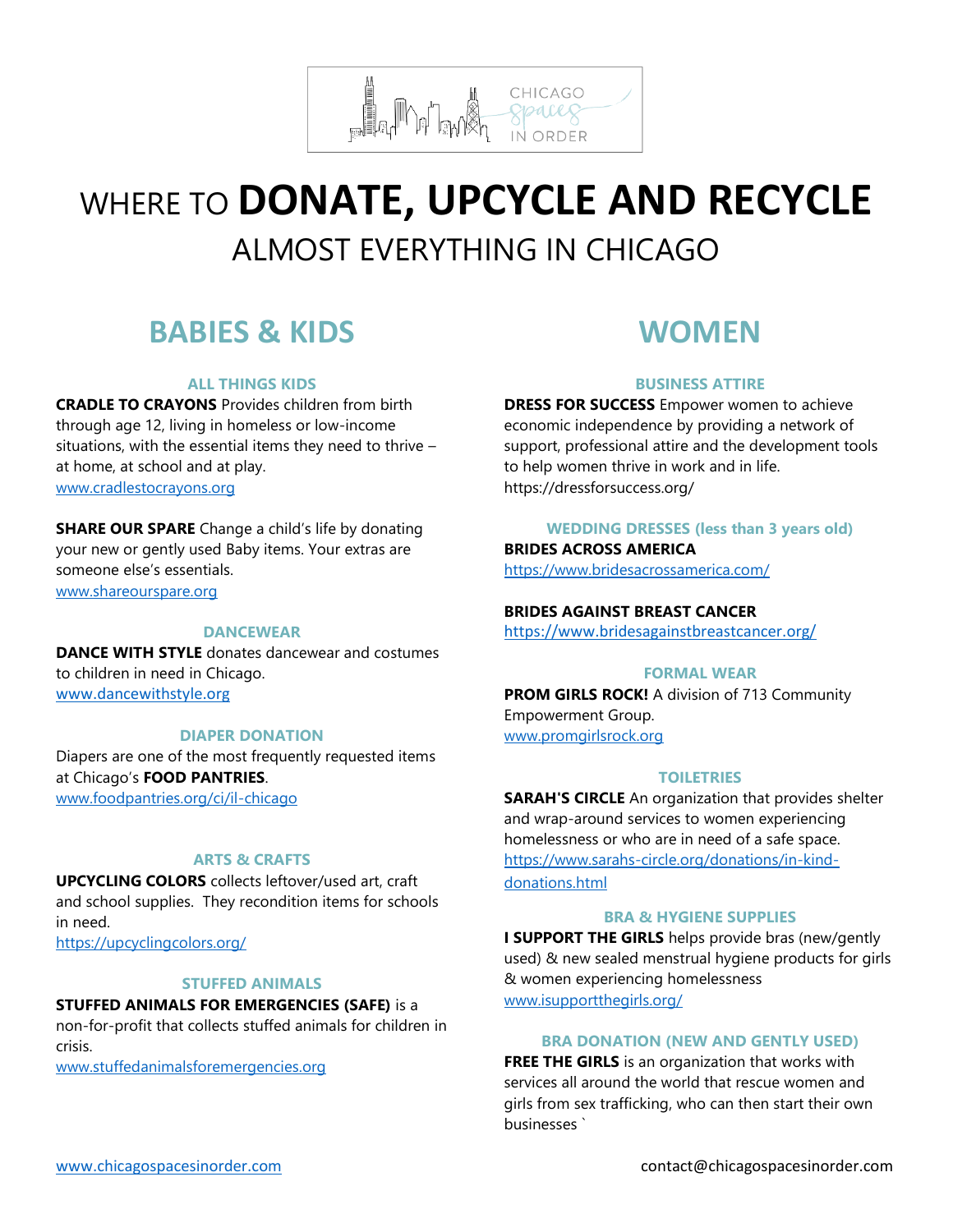# WHERE TO **DONATE, UPCYCLE AND RECYCLE** ALMOST EVERYTHING IN CHICAGO

## BABIES & KIDS

### ALL THINGS KIDS

**CRADLE TO CRAYONS** Provides children from birth through age 12, living in homeless or low-income situations, with the essential items they need to thrive – at home, at school and at play.
www.cradlestocrayons.org

**SHARE OUR SPARE** Change a child's life by donating your new or gently used Baby items. Your extras are someone else's essentials.
www.shareourspare.org

### DANCEWEAR

**DANCE WITH STYLE** donates dancewear and costumes to children in need in Chicago.
www.dancewithstyle.org

### DIAPER DONATION

Diapers are one of the most frequently requested items at Chicago's **FOOD PANTRIES**.
www.foodpantries.org/ci/il-chicago

### ARTS & CRAFTS

**UPCYCLING COLORS** collects leftover/used art, craft and school supplies. They recondition items for schools in need.
https://upcyclingcolors.org/

### STUFFED ANIMALS

**STUFFED ANIMALS FOR EMERGENCIES (SAFE)** is a non-for-profit that collects stuffed animals for children in crisis.
www.stuffedanimalsforemergencies.org

## WOMEN

### BUSINESS ATTIRE

**DRESS FOR SUCCESS** Empower women to achieve economic independence by providing a network of support, professional attire and the development tools to help women thrive in work and in life.
https://dressforsuccess.org/

### WEDDING DRESSES (less than 3 years old)

**BRIDES ACROSS AMERICA**
https://www.bridesacrossamerica.com/

**BRIDES AGAINST BREAST CANCER**
https://www.bridesagainstbreastcancer.org/

### FORMAL WEAR

**PROM GIRLS ROCK!** A division of 713 Community Empowerment Group.
www.promgirlsrock.org

### TOILETRIES

**SARAH'S CIRCLE** An organization that provides shelter and wrap-around services to women experiencing homelessness or who are in need of a safe space.
https://www.sarahs-circle.org/donations/in-kind-donations.html

### BRA & HYGIENE SUPPLIES

**I SUPPORT THE GIRLS** helps provide bras (new/gently used) & new sealed menstrual hygiene products for girls & women experiencing homelessness
www.isupportthegirls.org/

### BRA DONATION (NEW AND GENTLY USED)

**FREE THE GIRLS** is an organization that works with services all around the world that rescue women and girls from sex trafficking, who can then start their own businesses `

www.chicagospacesinorder.com contact@chicagospacesinorder.com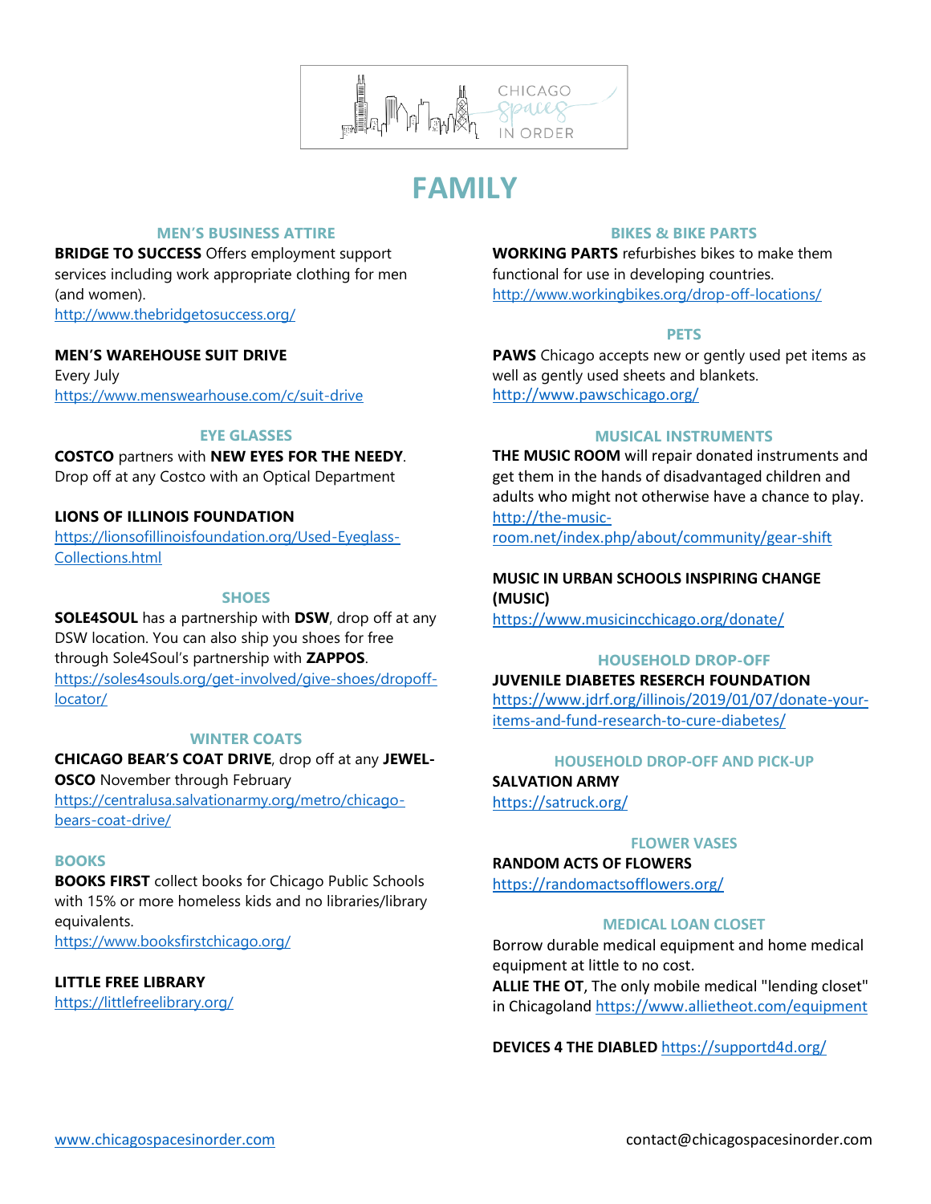# FAMILY

### MEN'S BUSINESS ATTIRE

**BRIDGE TO SUCCESS** Offers employment support services including work appropriate clothing for men (and women).
http://www.thebridgetosuccess.org/

**MEN'S WAREHOUSE SUIT DRIVE**
Every July
https://www.menswearhouse.com/c/suit-drive

### EYE GLASSES

**COSTCO** partners with **NEW EYES FOR THE NEEDY**. Drop off at any Costco with an Optical Department

**LIONS OF ILLINOIS FOUNDATION**
https://lionsofillinoisfoundation.org/Used-Eyeglass-Collections.html

### SHOES

**SOLE4SOUL** has a partnership with **DSW**, drop off at any DSW location. You can also ship you shoes for free through Sole4Soul's partnership with **ZAPPOS**.
https://soles4souls.org/get-involved/give-shoes/dropoff-locator/

### WINTER COATS

**CHICAGO BEAR'S COAT DRIVE**, drop off at any **JEWEL-OSCO** November through February
https://centralusa.salvationarmy.org/metro/chicago-bears-coat-drive/

### BOOKS

**BOOKS FIRST** collect books for Chicago Public Schools with 15% or more homeless kids and no libraries/library equivalents.
https://www.booksfirstchicago.org/

**LITTLE FREE LIBRARY**
https://littlefreelibrary.org/

### BIKES & BIKE PARTS

**WORKING PARTS** refurbishes bikes to make them functional for use in developing countries.
http://www.workingbikes.org/drop-off-locations/

### PETS

**PAWS** Chicago accepts new or gently used pet items as well as gently used sheets and blankets.
http://www.pawschicago.org/

### MUSICAL INSTRUMENTS

**THE MUSIC ROOM** will repair donated instruments and get them in the hands of disadvantaged children and adults who might not otherwise have a chance to play.
http://the-music-room.net/index.php/about/community/gear-shift

**MUSIC IN URBAN SCHOOLS INSPIRING CHANGE (MUSIC)**
https://www.musicincchicago.org/donate/

### HOUSEHOLD DROP-OFF

**JUVENILE DIABETES RESERCH FOUNDATION**
https://www.jdrf.org/illinois/2019/01/07/donate-your-items-and-fund-research-to-cure-diabetes/

### HOUSEHOLD DROP-OFF AND PICK-UP

**SALVATION ARMY**
https://satruck.org/

### FLOWER VASES

**RANDOM ACTS OF FLOWERS**
https://randomactsofflowers.org/

### MEDICAL LOAN CLOSET

Borrow durable medical equipment and home medical equipment at little to no cost.
**ALLIE THE OT**, The only mobile medical "lending closet" in Chicagoland https://www.allietheot.com/equipment

**DEVICES 4 THE DIABLED** https://supportd4d.org/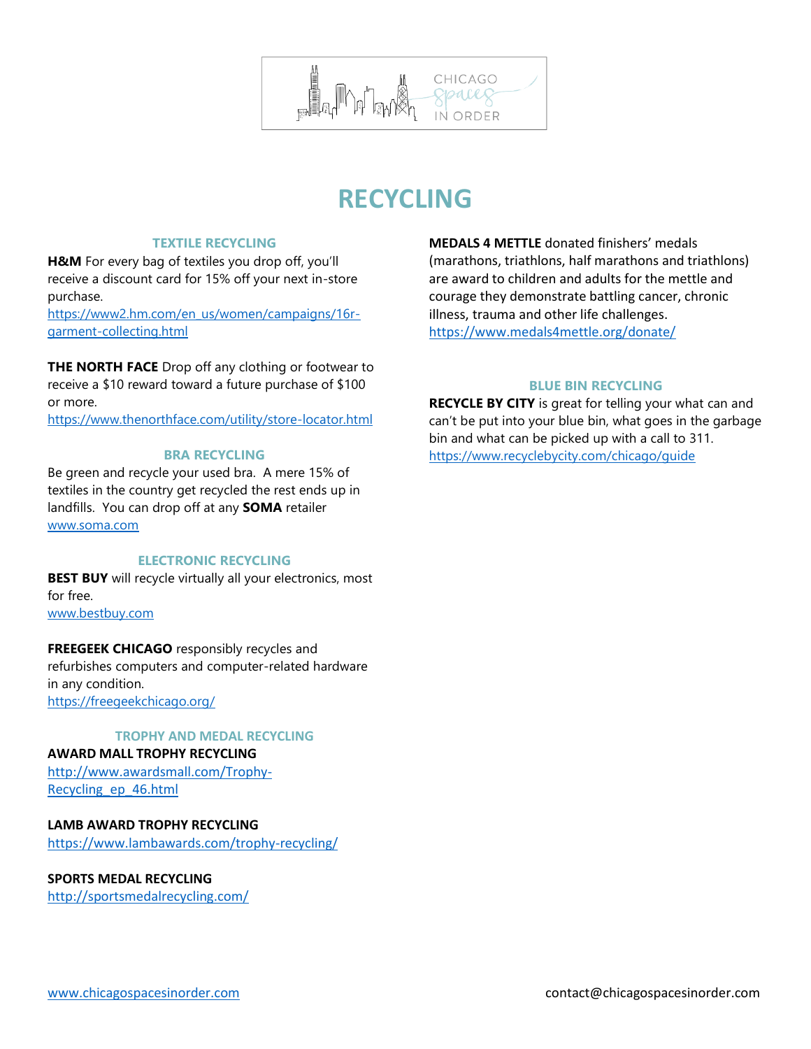# RECYCLING

## TEXTILE RECYCLING

**H&M** For every bag of textiles you drop off, you'll receive a discount card for 15% off your next in-store purchase.
https://www2.hm.com/en_us/women/campaigns/16r-garment-collecting.html

**THE NORTH FACE** Drop off any clothing or footwear to receive a $10 reward toward a future purchase of $100 or more.
https://www.thenorthface.com/utility/store-locator.html

## BRA RECYCLING

Be green and recycle your used bra. A mere 15% of textiles in the country get recycled the rest ends up in landfills. You can drop off at any **SOMA** retailer
www.soma.com

## ELECTRONIC RECYCLING

**BEST BUY** will recycle virtually all your electronics, most for free.
www.bestbuy.com

**FREEGEEK CHICAGO** responsibly recycles and refurbishes computers and computer-related hardware in any condition.
https://freegeekchicago.org/

## TROPHY AND MEDAL RECYCLING

**AWARD MALL TROPHY RECYCLING**
http://www.awardsmall.com/Trophy-Recycling_ep_46.html

**LAMB AWARD TROPHY RECYCLING**
https://www.lambawards.com/trophy-recycling/

**SPORTS MEDAL RECYCLING**
http://sportsmedalrecycling.com/

**MEDALS 4 METTLE** donated finishers' medals (marathons, triathlons, half marathons and triathlons) are award to children and adults for the mettle and courage they demonstrate battling cancer, chronic illness, trauma and other life challenges.
https://www.medals4mettle.org/donate/

## BLUE BIN RECYCLING

**RECYCLE BY CITY** is great for telling your what can and can't be put into your blue bin, what goes in the garbage bin and what can be picked up with a call to 311.
https://www.recyclebycity.com/chicago/guide

www.chicagospacesinorder.com contact@chicagospacesinorder.com